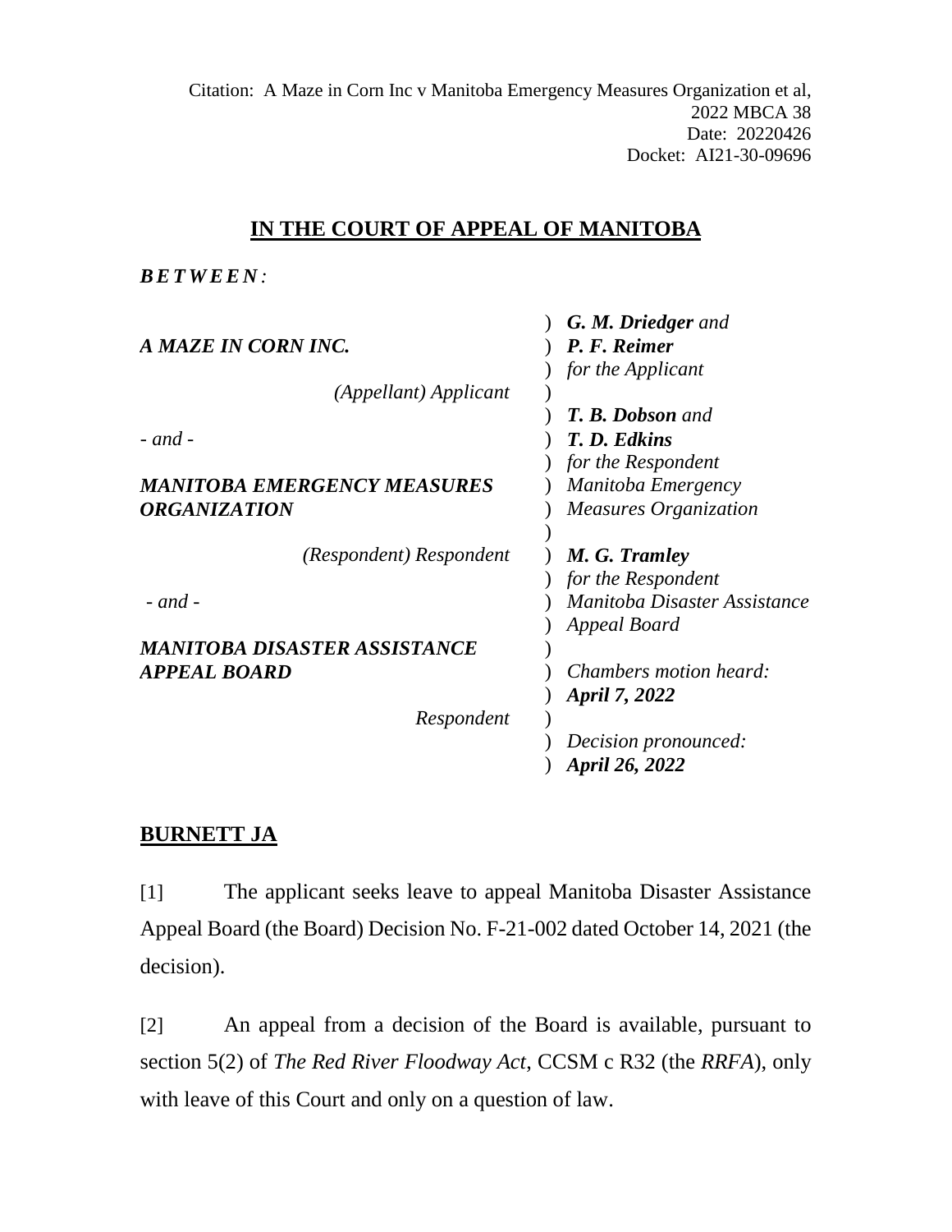Citation: A Maze in Corn Inc v Manitoba Emergency Measures Organization et al, 2022 MBCA 38
Date: 20220426
Docket: AI21-30-09696

## IN THE COURT OF APPEAL OF MANITOBA

***BETWEEN:***

| | |
|---|---|
| ***A MAZE IN CORN INC.*** | ***G. M. Driedger*** *and* ***P. F. Reimer*** *for the Applicant* |
| *(Appellant) Applicant* | |
| *- and -* | ***T. B. Dobson*** *and* ***T. D. Edkins*** *for the Respondent Manitoba Emergency Measures Organization* |
| ***MANITOBA EMERGENCY MEASURES ORGANIZATION*** | |
| *(Respondent) Respondent* | ***M. G. Tramley*** *for the Respondent Manitoba Disaster Assistance Appeal Board* |
| *- and -* | |
| ***MANITOBA DISASTER ASSISTANCE APPEAL BOARD*** | *Chambers motion heard:* ***April 7, 2022*** |
| *Respondent* | *Decision pronounced:* ***April 26, 2022*** |

**BURNETT JA**

[1] The applicant seeks leave to appeal Manitoba Disaster Assistance Appeal Board (the Board) Decision No. F-21-002 dated October 14, 2021 (the decision).

[2] An appeal from a decision of the Board is available, pursuant to section 5(2) of *The Red River Floodway Act*, CCSM c R32 (the *RRFA*), only with leave of this Court and only on a question of law.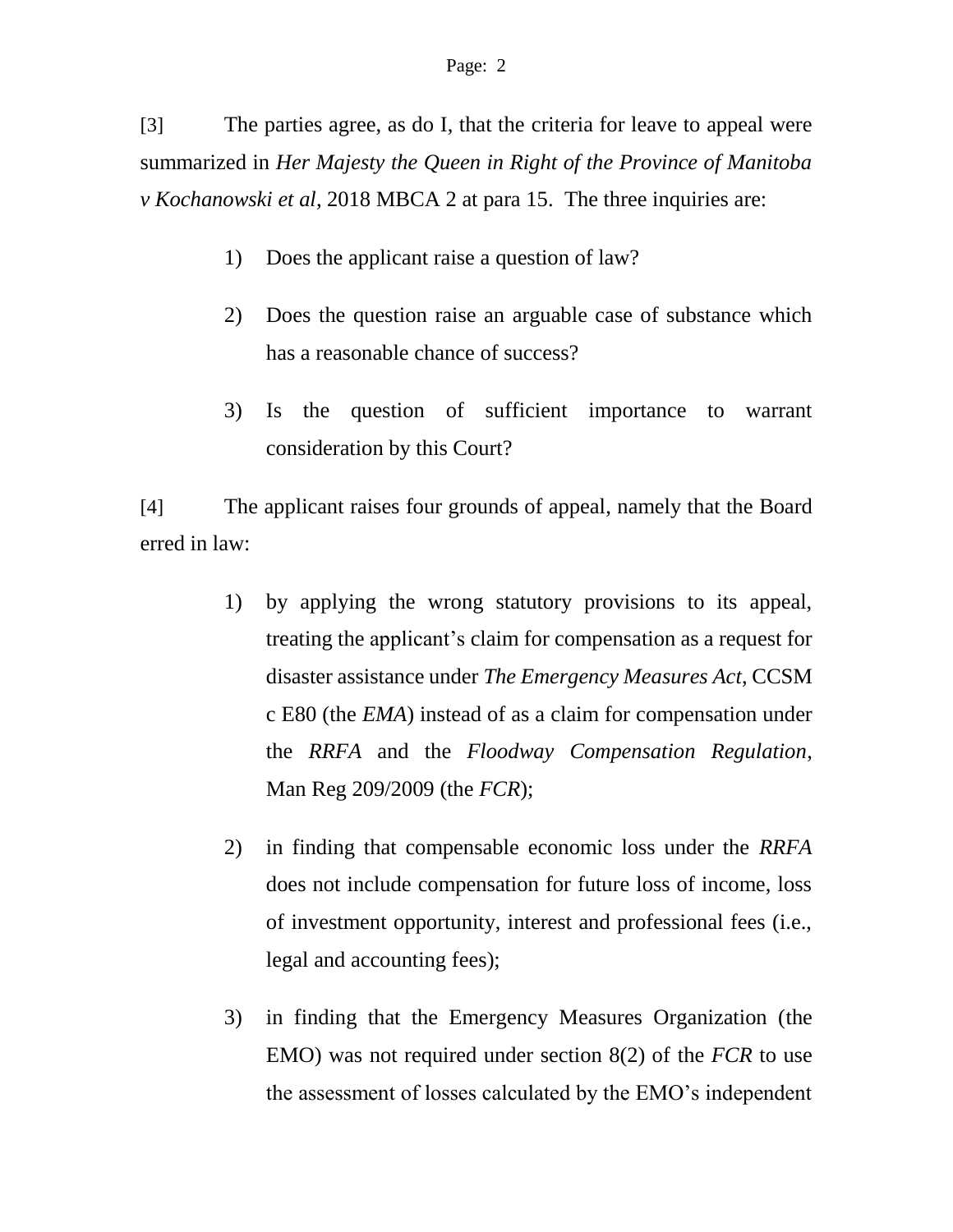[3] The parties agree, as do I, that the criteria for leave to appeal were summarized in *Her Majesty the Queen in Right of the Province of Manitoba v Kochanowski et al*, 2018 MBCA 2 at para 15. The three inquiries are:

1) Does the applicant raise a question of law?

2) Does the question raise an arguable case of substance which has a reasonable chance of success?

3) Is the question of sufficient importance to warrant consideration by this Court?

[4] The applicant raises four grounds of appeal, namely that the Board erred in law:

1) by applying the wrong statutory provisions to its appeal, treating the applicant's claim for compensation as a request for disaster assistance under *The Emergency Measures Act*, CCSM c E80 (the *EMA*) instead of as a claim for compensation under the *RRFA* and the *Floodway Compensation Regulation*, Man Reg 209/2009 (the *FCR*);

2) in finding that compensable economic loss under the *RRFA* does not include compensation for future loss of income, loss of investment opportunity, interest and professional fees (i.e., legal and accounting fees);

3) in finding that the Emergency Measures Organization (the EMO) was not required under section 8(2) of the *FCR* to use the assessment of losses calculated by the EMO's independent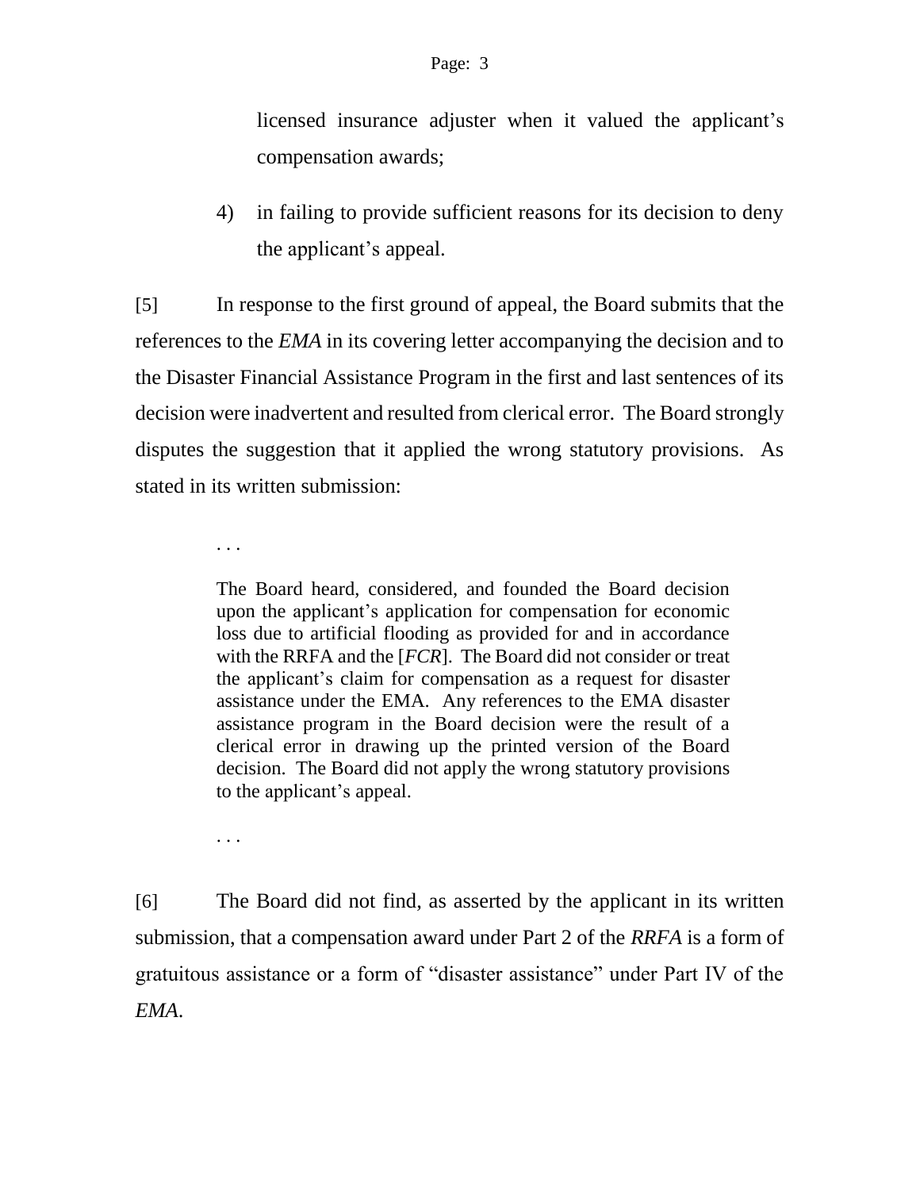licensed insurance adjuster when it valued the applicant's compensation awards;

4) in failing to provide sufficient reasons for its decision to deny the applicant's appeal.

[5] In response to the first ground of appeal, the Board submits that the references to the *EMA* in its covering letter accompanying the decision and to the Disaster Financial Assistance Program in the first and last sentences of its decision were inadvertent and resulted from clerical error. The Board strongly disputes the suggestion that it applied the wrong statutory provisions. As stated in its written submission:

> . . .
>
> The Board heard, considered, and founded the Board decision upon the applicant's application for compensation for economic loss due to artificial flooding as provided for and in accordance with the RRFA and the [*FCR*]. The Board did not consider or treat the applicant's claim for compensation as a request for disaster assistance under the EMA. Any references to the EMA disaster assistance program in the Board decision were the result of a clerical error in drawing up the printed version of the Board decision. The Board did not apply the wrong statutory provisions to the applicant's appeal.
>
> . . .

[6] The Board did not find, as asserted by the applicant in its written submission, that a compensation award under Part 2 of the *RRFA* is a form of gratuitous assistance or a form of "disaster assistance" under Part IV of the *EMA*.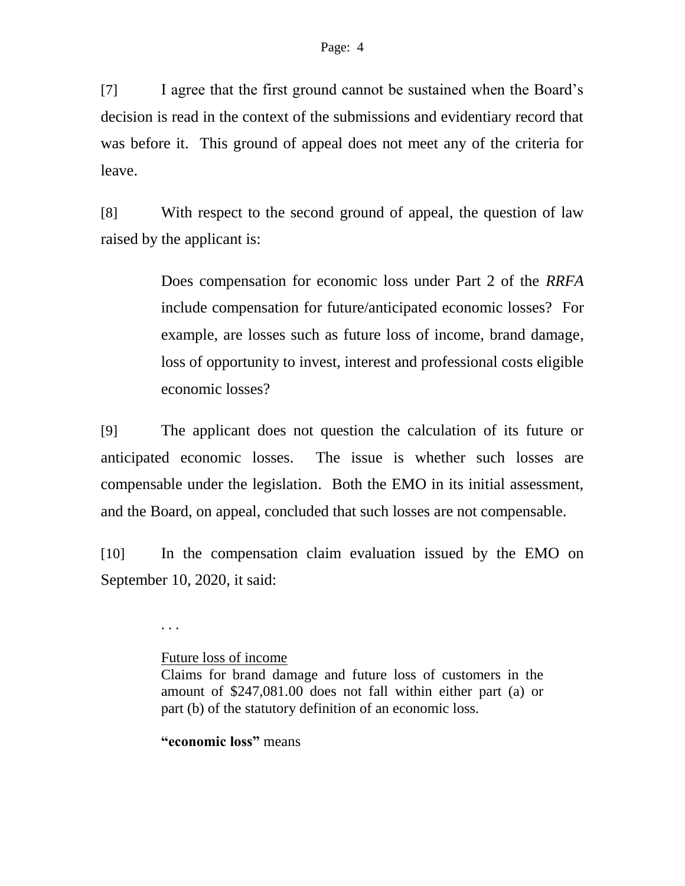[7] I agree that the first ground cannot be sustained when the Board's decision is read in the context of the submissions and evidentiary record that was before it. This ground of appeal does not meet any of the criteria for leave.

[8] With respect to the second ground of appeal, the question of law raised by the applicant is:

> Does compensation for economic loss under Part 2 of the *RRFA* include compensation for future/anticipated economic losses? For example, are losses such as future loss of income, brand damage, loss of opportunity to invest, interest and professional costs eligible economic losses?

[9] The applicant does not question the calculation of its future or anticipated economic losses. The issue is whether such losses are compensable under the legislation. Both the EMO in its initial assessment, and the Board, on appeal, concluded that such losses are not compensable.

[10] In the compensation claim evaluation issued by the EMO on September 10, 2020, it said:

> . . .
>
> <u>Future loss of income</u>
> Claims for brand damage and future loss of customers in the amount of $247,081.00 does not fall within either part (a) or part (b) of the statutory definition of an economic loss.
>
> **"economic loss"** means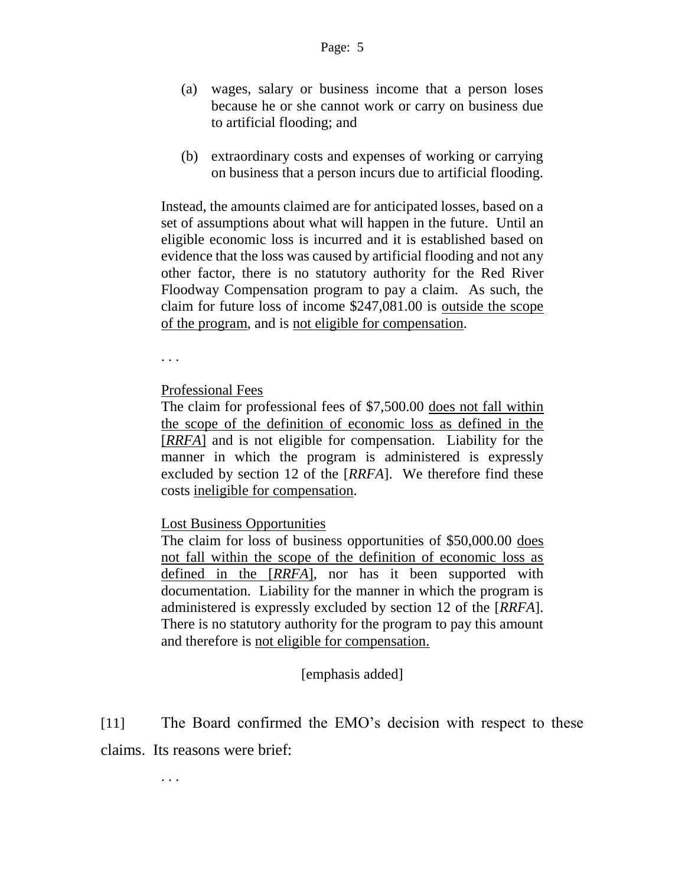> (a) wages, salary or business income that a person loses because he or she cannot work or carry on business due to artificial flooding; and
>
> (b) extraordinary costs and expenses of working or carrying on business that a person incurs due to artificial flooding.
>
> Instead, the amounts claimed are for anticipated losses, based on a set of assumptions about what will happen in the future. Until an eligible economic loss is incurred and it is established based on evidence that the loss was caused by artificial flooding and not any other factor, there is no statutory authority for the Red River Floodway Compensation program to pay a claim. As such, the claim for future loss of income $247,081.00 is <u>outside the scope of the program</u>, and is <u>not eligible for compensation</u>.
>
> . . .
>
> <u>Professional Fees</u>
> The claim for professional fees of $7,500.00 <u>does not fall within the scope of the definition of economic loss as defined in the [*RRFA*]</u> and is not eligible for compensation. Liability for the manner in which the program is administered is expressly excluded by section 12 of the [*RRFA*]. We therefore find these costs <u>ineligible for compensation</u>.
>
> <u>Lost Business Opportunities</u>
> The claim for loss of business opportunities of $50,000.00 <u>does not fall within the scope of the definition of economic loss as defined in the [*RRFA*]</u>, nor has it been supported with documentation. Liability for the manner in which the program is administered is expressly excluded by section 12 of the [*RRFA*]. There is no statutory authority for the program to pay this amount and therefore is <u>not eligible for compensation.</u>
>
> [emphasis added]

[11] The Board confirmed the EMO's decision with respect to these claims. Its reasons were brief:

> . . .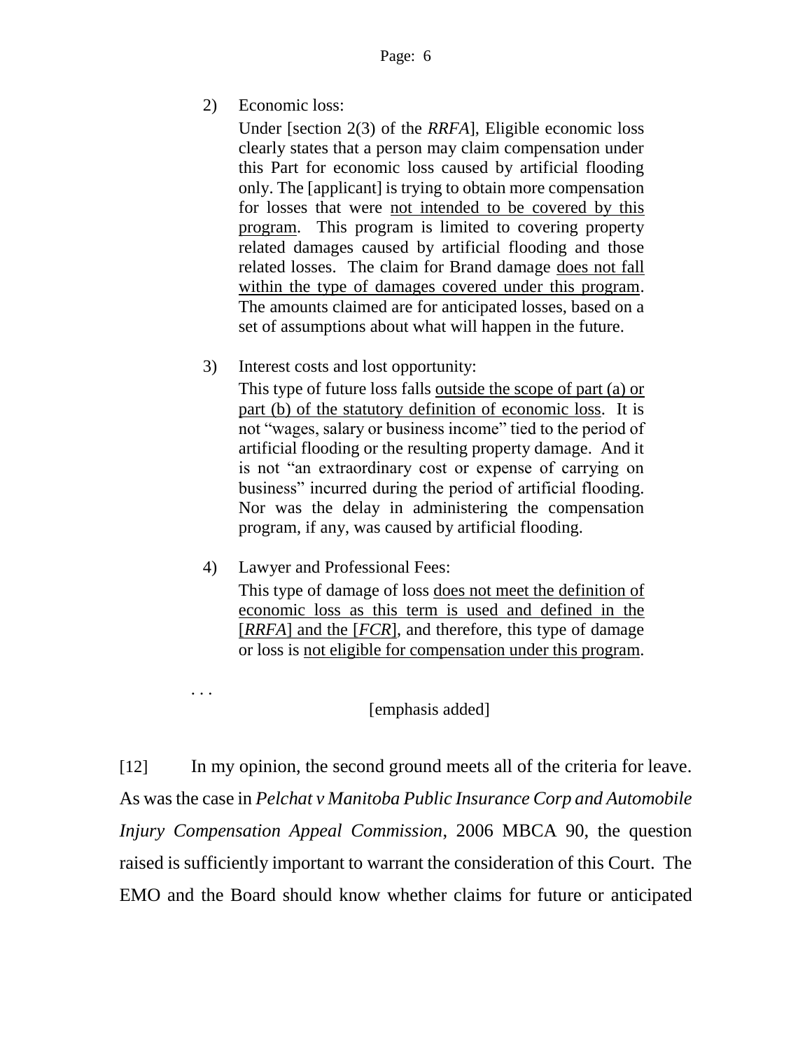2) Economic loss:

   Under [section 2(3) of the *RRFA*], Eligible economic loss clearly states that a person may claim compensation under this Part for economic loss caused by artificial flooding only. The [applicant] is trying to obtain more compensation for losses that were <u>not intended to be covered by this program</u>. This program is limited to covering property related damages caused by artificial flooding and those related losses. The claim for Brand damage <u>does not fall within the type of damages covered under this program</u>. The amounts claimed are for anticipated losses, based on a set of assumptions about what will happen in the future.

3) Interest costs and lost opportunity:

   This type of future loss falls <u>outside the scope of part (a) or part (b) of the statutory definition of economic loss</u>. It is not "wages, salary or business income" tied to the period of artificial flooding or the resulting property damage. And it is not "an extraordinary cost or expense of carrying on business" incurred during the period of artificial flooding. Nor was the delay in administering the compensation program, if any, was caused by artificial flooding.

4) Lawyer and Professional Fees:

   This type of damage of loss <u>does not meet the definition of economic loss as this term is used and defined in the [*RRFA*] and the [*FCR*]</u>, and therefore, this type of damage or loss is <u>not eligible for compensation under this program</u>.

. . .

[emphasis added]

[12] In my opinion, the second ground meets all of the criteria for leave. As was the case in *Pelchat v Manitoba Public Insurance Corp and Automobile Injury Compensation Appeal Commission*, 2006 MBCA 90, the question raised is sufficiently important to warrant the consideration of this Court. The EMO and the Board should know whether claims for future or anticipated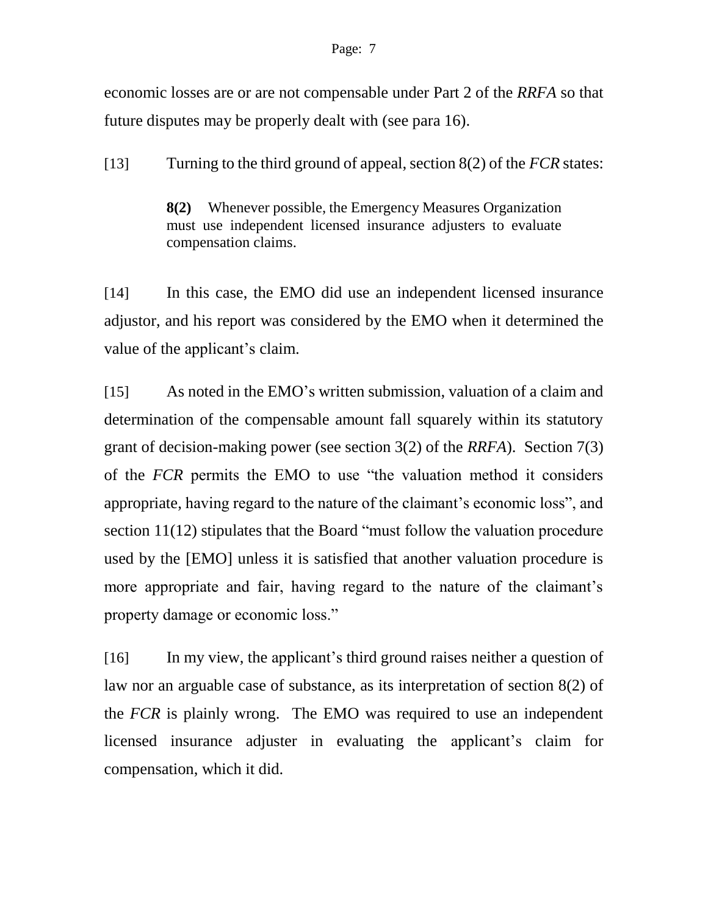economic losses are or are not compensable under Part 2 of the *RRFA* so that future disputes may be properly dealt with (see para 16).

[13] Turning to the third ground of appeal, section 8(2) of the *FCR* states:

> **8(2)** Whenever possible, the Emergency Measures Organization must use independent licensed insurance adjusters to evaluate compensation claims.

[14] In this case, the EMO did use an independent licensed insurance adjustor, and his report was considered by the EMO when it determined the value of the applicant's claim.

[15] As noted in the EMO's written submission, valuation of a claim and determination of the compensable amount fall squarely within its statutory grant of decision-making power (see section 3(2) of the *RRFA*). Section 7(3) of the *FCR* permits the EMO to use "the valuation method it considers appropriate, having regard to the nature of the claimant's economic loss", and section 11(12) stipulates that the Board "must follow the valuation procedure used by the [EMO] unless it is satisfied that another valuation procedure is more appropriate and fair, having regard to the nature of the claimant's property damage or economic loss."

[16] In my view, the applicant's third ground raises neither a question of law nor an arguable case of substance, as its interpretation of section 8(2) of the *FCR* is plainly wrong. The EMO was required to use an independent licensed insurance adjuster in evaluating the applicant's claim for compensation, which it did.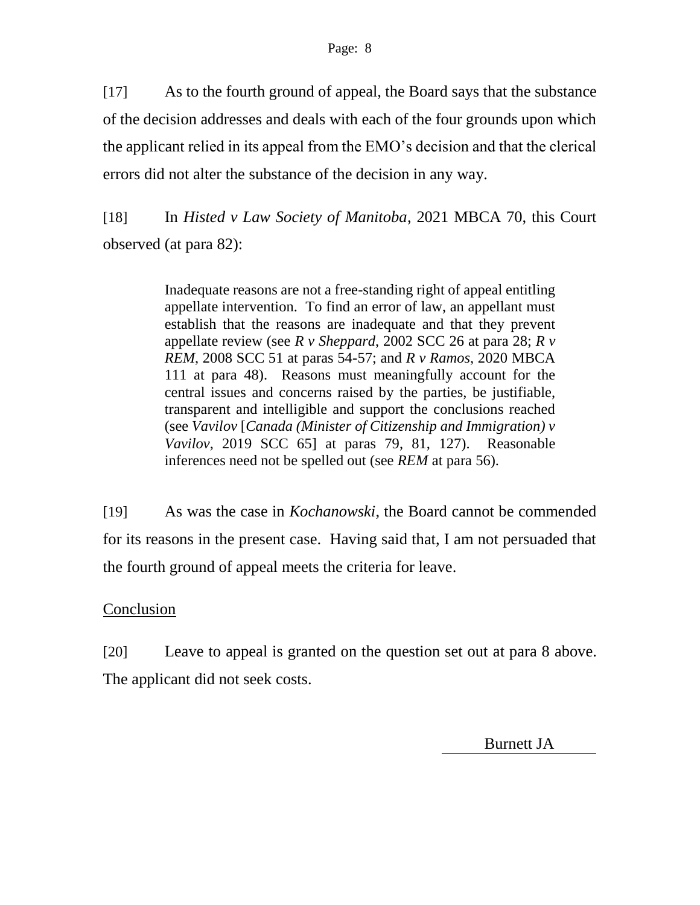[17] As to the fourth ground of appeal, the Board says that the substance of the decision addresses and deals with each of the four grounds upon which the applicant relied in its appeal from the EMO's decision and that the clerical errors did not alter the substance of the decision in any way.

[18] In *Histed v Law Society of Manitoba*, 2021 MBCA 70, this Court observed (at para 82):

> Inadequate reasons are not a free-standing right of appeal entitling appellate intervention. To find an error of law, an appellant must establish that the reasons are inadequate and that they prevent appellate review (see *R v Sheppard*, 2002 SCC 26 at para 28; *R v REM*, 2008 SCC 51 at paras 54-57; and *R v Ramos*, 2020 MBCA 111 at para 48). Reasons must meaningfully account for the central issues and concerns raised by the parties, be justifiable, transparent and intelligible and support the conclusions reached (see *Vavilov* [*Canada (Minister of Citizenship and Immigration) v Vavilov*, 2019 SCC 65] at paras 79, 81, 127). Reasonable inferences need not be spelled out (see *REM* at para 56).

[19] As was the case in *Kochanowski*, the Board cannot be commended for its reasons in the present case. Having said that, I am not persuaded that the fourth ground of appeal meets the criteria for leave.

## Conclusion

[20] Leave to appeal is granted on the question set out at para 8 above. The applicant did not seek costs.

Burnett JA